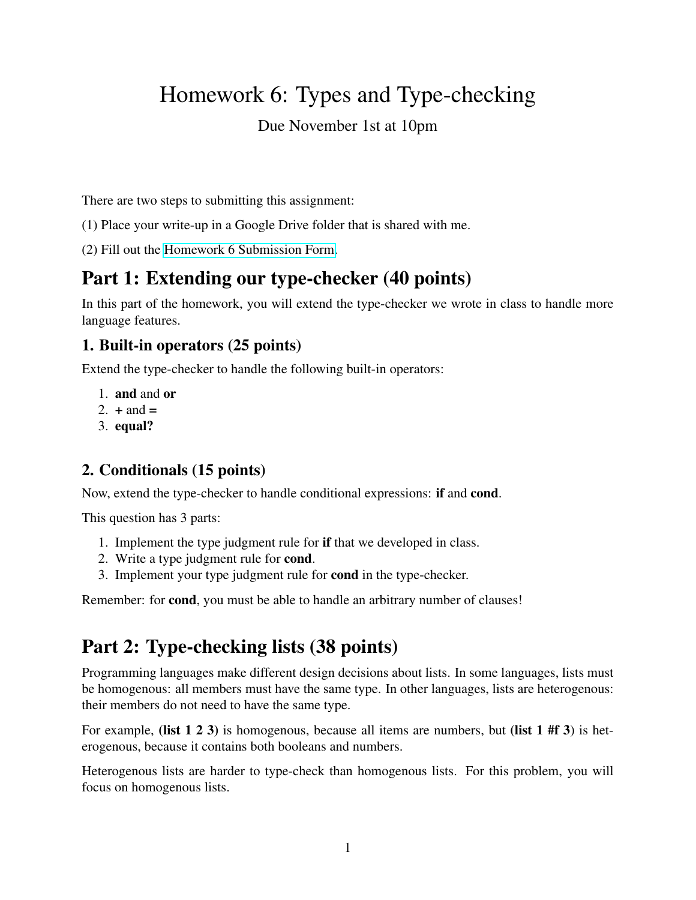# Homework 6: Types and Type-checking

Due November 1st at 10pm

There are two steps to submitting this assignment:

(1) Place your write-up in a Google Drive folder that is shared with me.

(2) Fill out the Homework 6 Submission Form.

## Part 1: Extending our type-checker (40 points)

In this part of the homework, you will extend the type-checker we wrote in class to handle more language features.

### 1. Built-in operators (25 points)

Extend the type-checker to handle the following built-in operators:

1. **and** and **or**
2. **+** and **=**
3. **equal?**

### 2. Conditionals (15 points)

Now, extend the type-checker to handle conditional expressions: **if** and **cond**.

This question has 3 parts:

1. Implement the type judgment rule for **if** that we developed in class.
2. Write a type judgment rule for **cond**.
3. Implement your type judgment rule for **cond** in the type-checker.

Remember: for **cond**, you must be able to handle an arbitrary number of clauses!

## Part 2: Type-checking lists (38 points)

Programming languages make different design decisions about lists. In some languages, lists must be homogenous: all members must have the same type. In other languages, lists are heterogenous: their members do not need to have the same type.

For example, **(list 1 2 3)** is homogenous, because all items are numbers, but **(list 1 #f 3)** is heterogenous, because it contains both booleans and numbers.

Heterogenous lists are harder to type-check than homogenous lists. For this problem, you will focus on homogenous lists.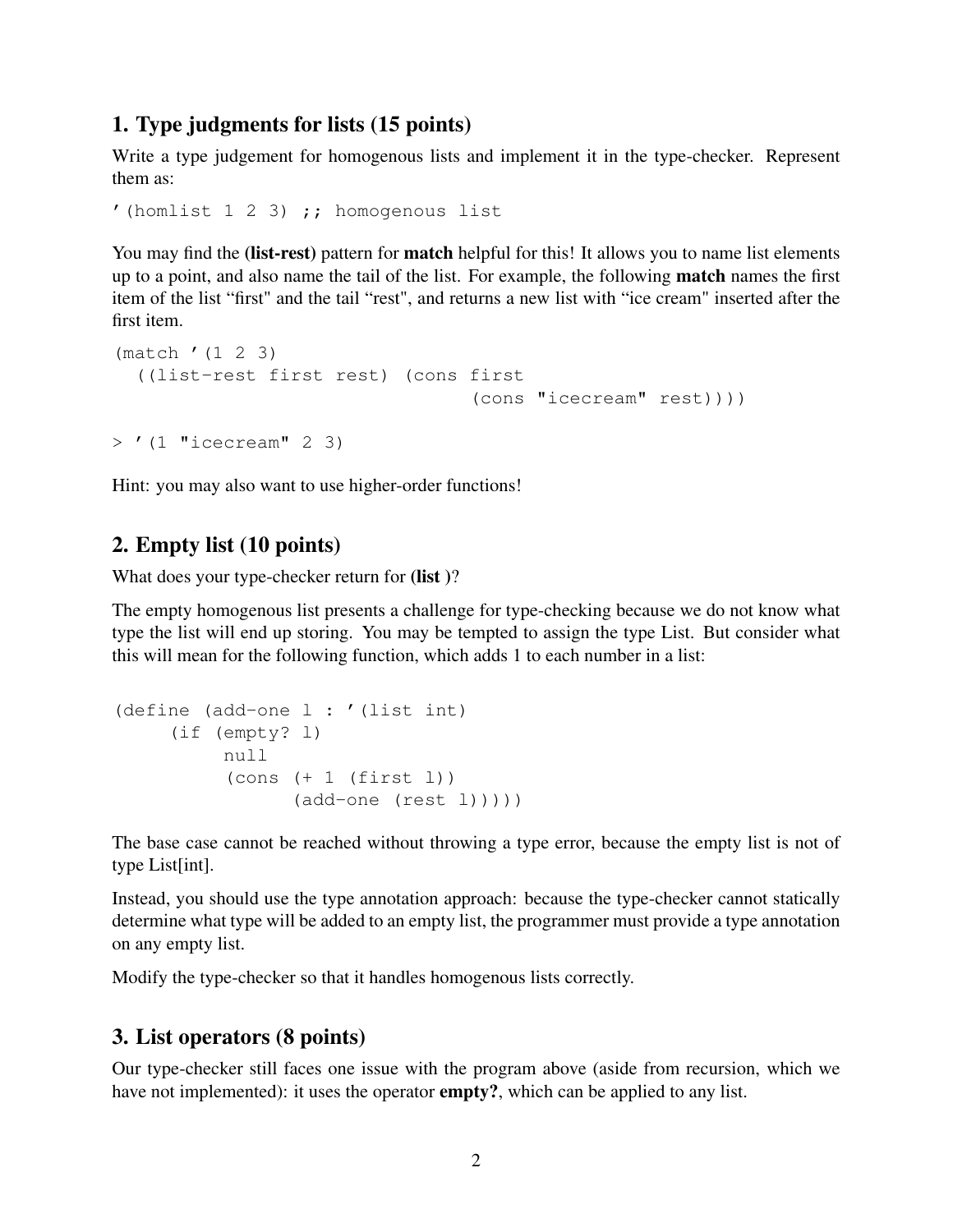## 1. Type judgments for lists (15 points)

Write a type judgement for homogenous lists and implement it in the type-checker. Represent them as:

```
'(homlist 1 2 3) ;; homogenous list
```

You may find the **(list-rest)** pattern for **match** helpful for this! It allows you to name list elements up to a point, and also name the tail of the list. For example, the following **match** names the first item of the list "first" and the tail "rest", and returns a new list with "ice cream" inserted after the first item.

```
(match '(1 2 3)
  ((list-rest first rest) (cons first
                                (cons "icecream" rest))))

> '(1 "icecream" 2 3)
```

Hint: you may also want to use higher-order functions!

## 2. Empty list (10 points)

What does your type-checker return for **(list )**?

The empty homogenous list presents a challenge for type-checking because we do not know what type the list will end up storing. You may be tempted to assign the type List. But consider what this will mean for the following function, which adds 1 to each number in a list:

```
(define (add-one l : '(list int)
     (if (empty? l)
          null
          (cons (+ 1 (first l))
                (add-one (rest l)))))
```

The base case cannot be reached without throwing a type error, because the empty list is not of type List[int].

Instead, you should use the type annotation approach: because the type-checker cannot statically determine what type will be added to an empty list, the programmer must provide a type annotation on any empty list.

Modify the type-checker so that it handles homogenous lists correctly.

## 3. List operators (8 points)

Our type-checker still faces one issue with the program above (aside from recursion, which we have not implemented): it uses the operator **empty?**, which can be applied to any list.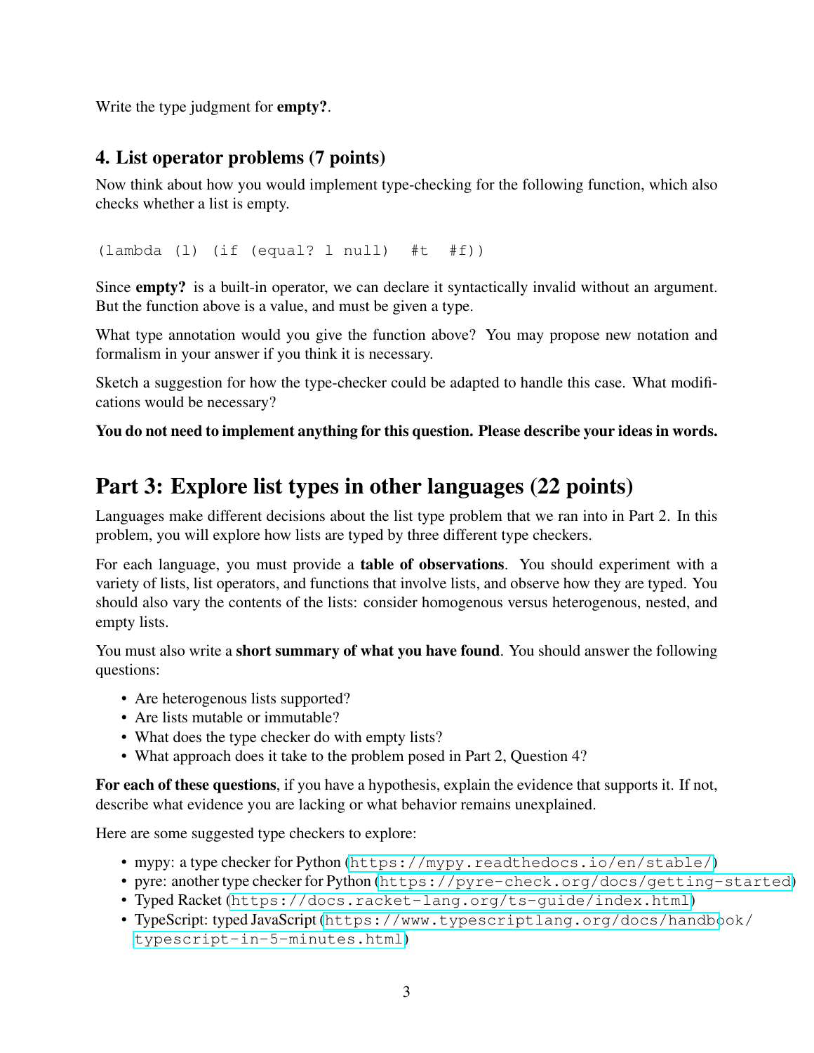Write the type judgment for **empty?**.

### 4. List operator problems (7 points)

Now think about how you would implement type-checking for the following function, which also checks whether a list is empty.

```
(lambda (l) (if (equal? l null)  #t  #f))
```

Since **empty?** is a built-in operator, we can declare it syntactically invalid without an argument. But the function above is a value, and must be given a type.

What type annotation would you give the function above? You may propose new notation and formalism in your answer if you think it is necessary.

Sketch a suggestion for how the type-checker could be adapted to handle this case. What modifications would be necessary?

**You do not need to implement anything for this question. Please describe your ideas in words.**

## Part 3: Explore list types in other languages (22 points)

Languages make different decisions about the list type problem that we ran into in Part 2. In this problem, you will explore how lists are typed by three different type checkers.

For each language, you must provide a **table of observations**. You should experiment with a variety of lists, list operators, and functions that involve lists, and observe how they are typed. You should also vary the contents of the lists: consider homogenous versus heterogenous, nested, and empty lists.

You must also write a **short summary of what you have found**. You should answer the following questions:

- Are heterogenous lists supported?
- Are lists mutable or immutable?
- What does the type checker do with empty lists?
- What approach does it take to the problem posed in Part 2, Question 4?

**For each of these questions**, if you have a hypothesis, explain the evidence that supports it. If not, describe what evidence you are lacking or what behavior remains unexplained.

Here are some suggested type checkers to explore:

- mypy: a type checker for Python (https://mypy.readthedocs.io/en/stable/)
- pyre: another type checker for Python (https://pyre-check.org/docs/getting-started)
- Typed Racket (https://docs.racket-lang.org/ts-guide/index.html)
- TypeScript: typed JavaScript (https://www.typescriptlang.org/docs/handbook/typescript-in-5-minutes.html)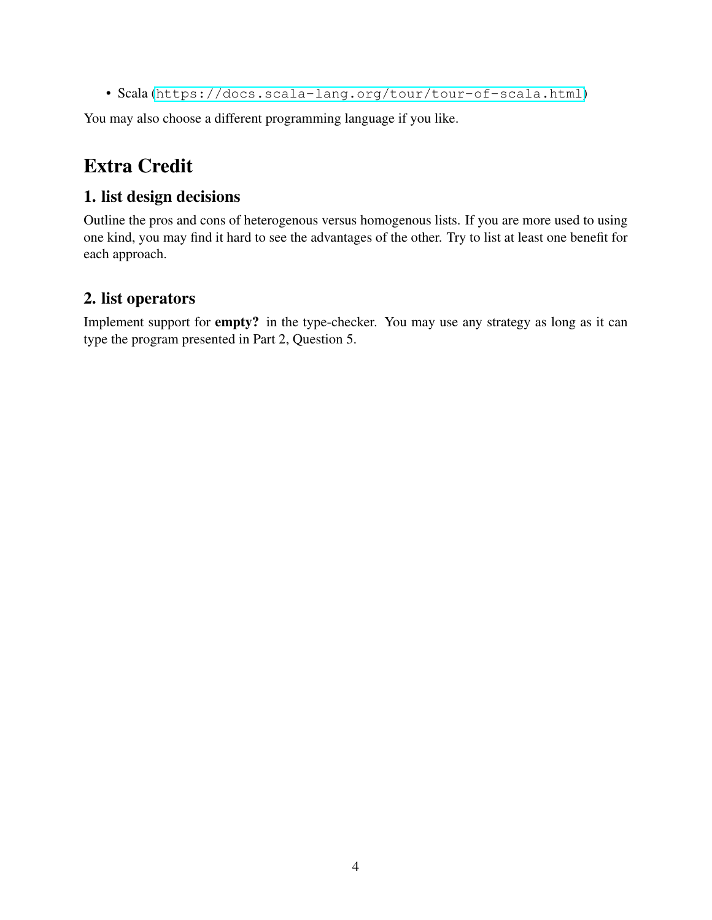- Scala (https://docs.scala-lang.org/tour/tour-of-scala.html)

You may also choose a different programming language if you like.

# Extra Credit

## 1. list design decisions

Outline the pros and cons of heterogenous versus homogenous lists. If you are more used to using one kind, you may find it hard to see the advantages of the other. Try to list at least one benefit for each approach.

## 2. list operators

Implement support for **empty?** in the type-checker. You may use any strategy as long as it can type the program presented in Part 2, Question 5.